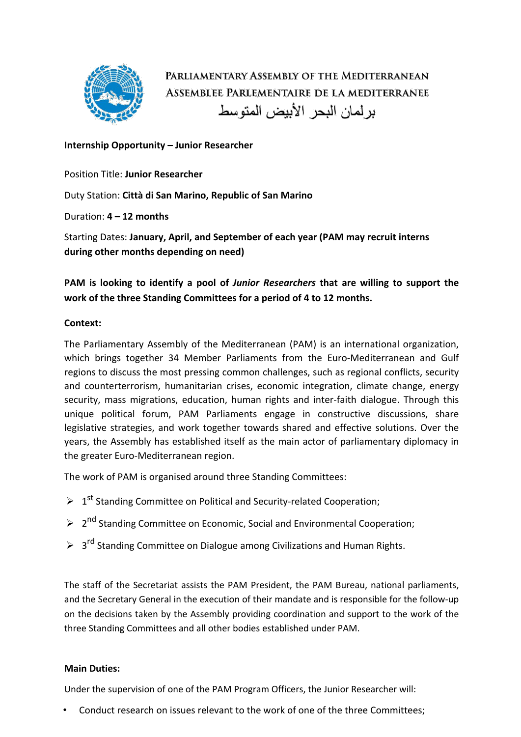PARLIAMENTARY ASSEMBLY OF THE MEDITERRANEAN
ASSEMBLEE PARLEMENTAIRE DE LA MEDITERRANEE
برلمان البحر الأبيض المتوسط

**Internship Opportunity – Junior Researcher**

Position Title: **Junior Researcher**

Duty Station: **Città di San Marino, Republic of San Marino**

Duration: **4 – 12 months**

Starting Dates: **January, April, and September of each year (PAM may recruit interns during other months depending on need)**

**PAM is looking to identify a pool of *Junior Researchers* that are willing to support the work of the three Standing Committees for a period of 4 to 12 months.**

**Context:**

The Parliamentary Assembly of the Mediterranean (PAM) is an international organization, which brings together 34 Member Parliaments from the Euro-Mediterranean and Gulf regions to discuss the most pressing common challenges, such as regional conflicts, security and counterterrorism, humanitarian crises, economic integration, climate change, energy security, mass migrations, education, human rights and inter-faith dialogue. Through this unique political forum, PAM Parliaments engage in constructive discussions, share legislative strategies, and work together towards shared and effective solutions. Over the years, the Assembly has established itself as the main actor of parliamentary diplomacy in the greater Euro-Mediterranean region.

The work of PAM is organised around three Standing Committees:

- 1st Standing Committee on Political and Security-related Cooperation;
- 2nd Standing Committee on Economic, Social and Environmental Cooperation;
- 3rd Standing Committee on Dialogue among Civilizations and Human Rights.

The staff of the Secretariat assists the PAM President, the PAM Bureau, national parliaments, and the Secretary General in the execution of their mandate and is responsible for the follow-up on the decisions taken by the Assembly providing coordination and support to the work of the three Standing Committees and all other bodies established under PAM.

**Main Duties:**

Under the supervision of one of the PAM Program Officers, the Junior Researcher will:

- Conduct research on issues relevant to the work of one of the three Committees;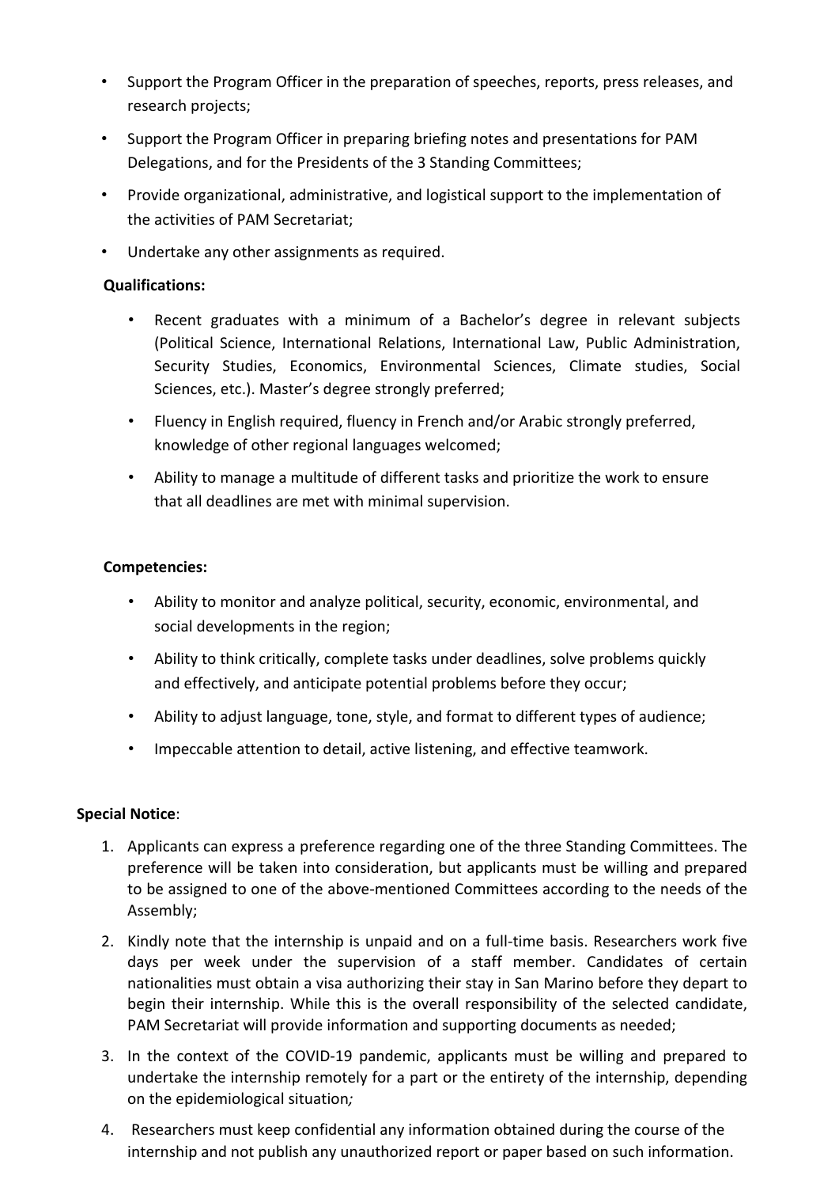- Support the Program Officer in the preparation of speeches, reports, press releases, and research projects;
- Support the Program Officer in preparing briefing notes and presentations for PAM Delegations, and for the Presidents of the 3 Standing Committees;
- Provide organizational, administrative, and logistical support to the implementation of the activities of PAM Secretariat;
- Undertake any other assignments as required.

**Qualifications:**

- Recent graduates with a minimum of a Bachelor's degree in relevant subjects (Political Science, International Relations, International Law, Public Administration, Security Studies, Economics, Environmental Sciences, Climate studies, Social Sciences, etc.). Master's degree strongly preferred;
- Fluency in English required, fluency in French and/or Arabic strongly preferred, knowledge of other regional languages welcomed;
- Ability to manage a multitude of different tasks and prioritize the work to ensure that all deadlines are met with minimal supervision.

**Competencies:**

- Ability to monitor and analyze political, security, economic, environmental, and social developments in the region;
- Ability to think critically, complete tasks under deadlines, solve problems quickly and effectively, and anticipate potential problems before they occur;
- Ability to adjust language, tone, style, and format to different types of audience;
- Impeccable attention to detail, active listening, and effective teamwork.

**Special Notice**:

1. Applicants can express a preference regarding one of the three Standing Committees. The preference will be taken into consideration, but applicants must be willing and prepared to be assigned to one of the above-mentioned Committees according to the needs of the Assembly;
2. Kindly note that the internship is unpaid and on a full-time basis. Researchers work five days per week under the supervision of a staff member. Candidates of certain nationalities must obtain a visa authorizing their stay in San Marino before they depart to begin their internship. While this is the overall responsibility of the selected candidate, PAM Secretariat will provide information and supporting documents as needed;
3. In the context of the COVID-19 pandemic, applicants must be willing and prepared to undertake the internship remotely for a part or the entirety of the internship, depending on the epidemiological situation*;*
4. Researchers must keep confidential any information obtained during the course of the internship and not publish any unauthorized report or paper based on such information.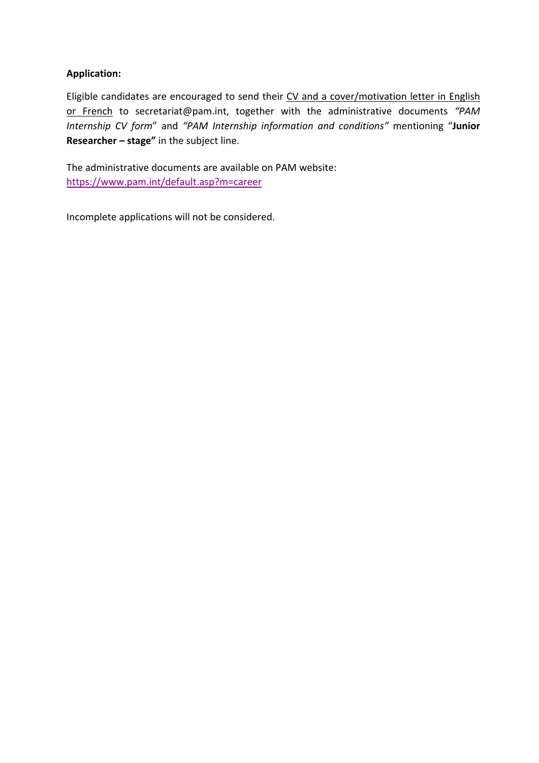**Application:**

Eligible candidates are encouraged to send their CV and a cover/motivation letter in English or French to secretariat@pam.int, together with the administrative documents *"PAM Internship CV form"* and *"PAM Internship information and conditions"* mentioning "**Junior Researcher – stage"** in the subject line.

The administrative documents are available on PAM website:
https://www.pam.int/default.asp?m=career

Incomplete applications will not be considered.